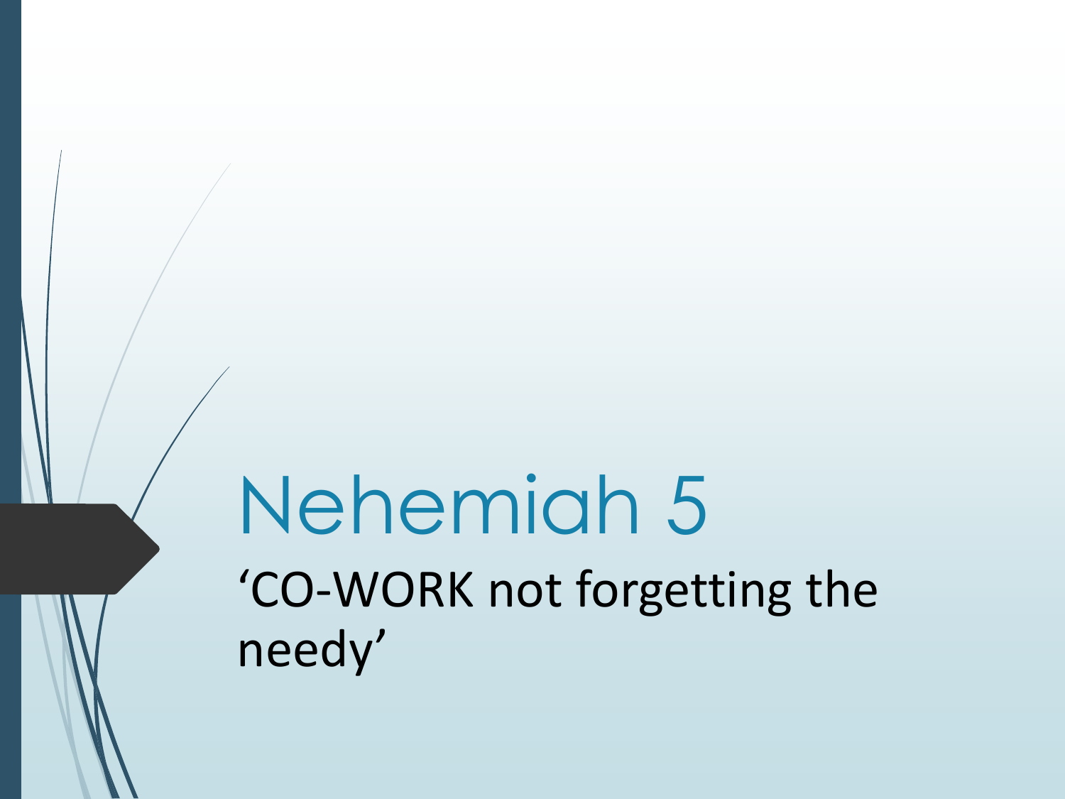# Nehemiah 5

‘CO-WORK not forgetting the needy’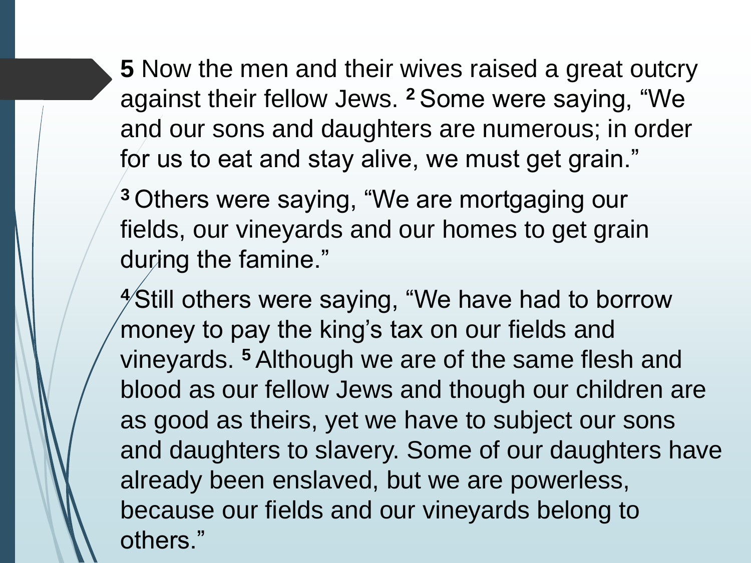**5** Now the men and their wives raised a great outcry against their fellow Jews. **2** Some were saying, “We and our sons and daughters are numerous; in order for us to eat and stay alive, we must get grain.”

**3** Others were saying, “We are mortgaging our fields, our vineyards and our homes to get grain during the famine.”

**4** Still others were saying, “We have had to borrow money to pay the king’s tax on our fields and vineyards. **5** Although we are of the same flesh and blood as our fellow Jews and though our children are as good as theirs, yet we have to subject our sons and daughters to slavery. Some of our daughters have already been enslaved, but we are powerless, because our fields and our vineyards belong to others.”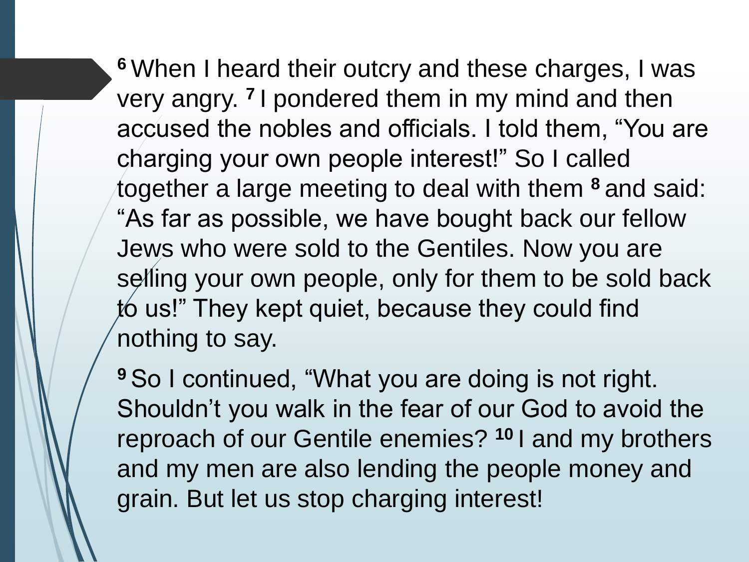[6] When I heard their outcry and these charges, I was very angry. [7] I pondered them in my mind and then accused the nobles and officials. I told them, “You are charging your own people interest!” So I called together a large meeting to deal with them [8] and said: “As far as possible, we have bought back our fellow Jews who were sold to the Gentiles. Now you are selling your own people, only for them to be sold back to us!” They kept quiet, because they could find nothing to say.

[9] So I continued, “What you are doing is not right. Shouldn’t you walk in the fear of our God to avoid the reproach of our Gentile enemies? [10] I and my brothers and my men are also lending the people money and grain. But let us stop charging interest!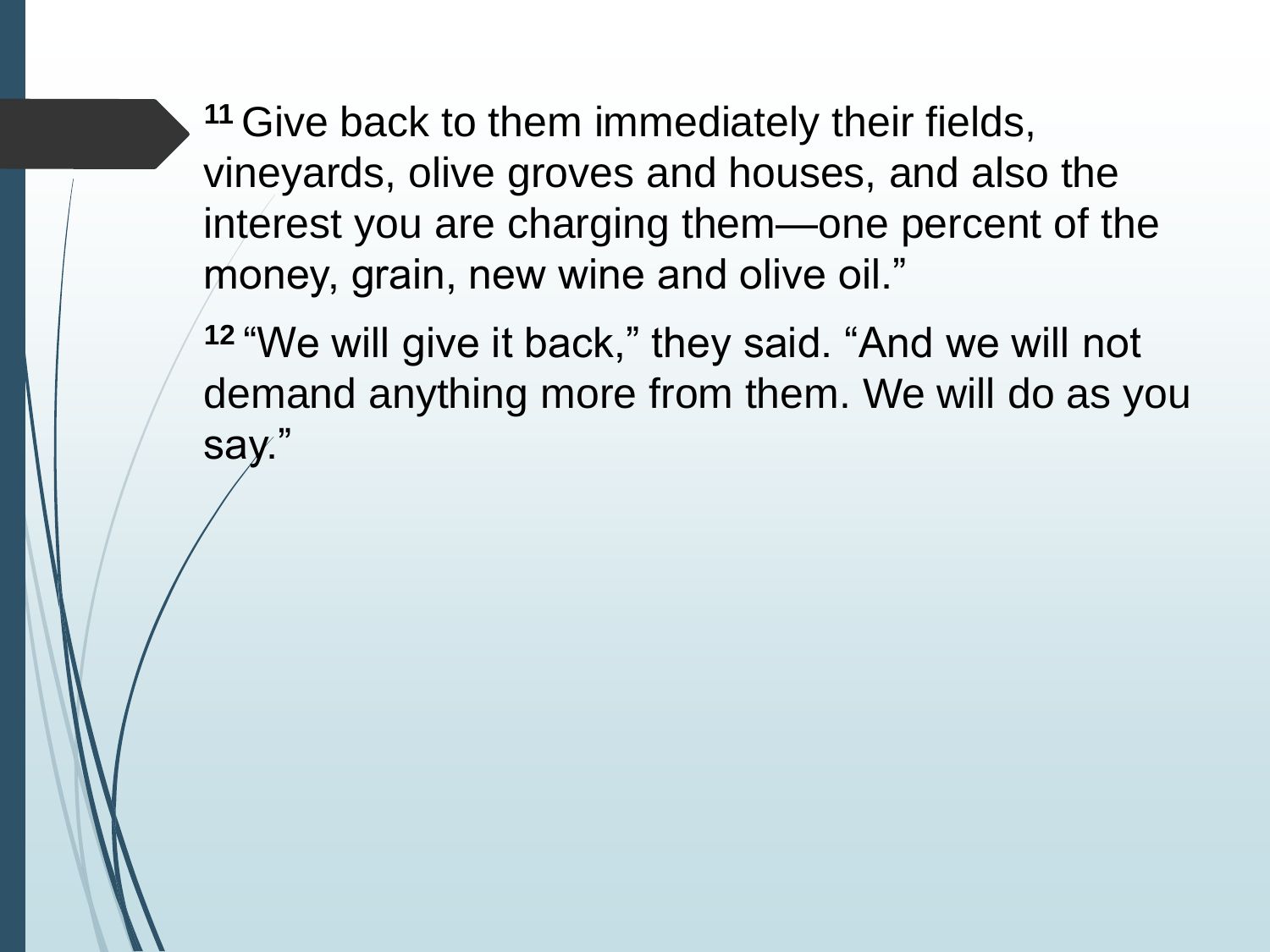**11** Give back to them immediately their fields, vineyards, olive groves and houses, and also the interest you are charging them—one percent of the money, grain, new wine and olive oil."

**12** "We will give it back," they said. "And we will not demand anything more from them. We will do as you say."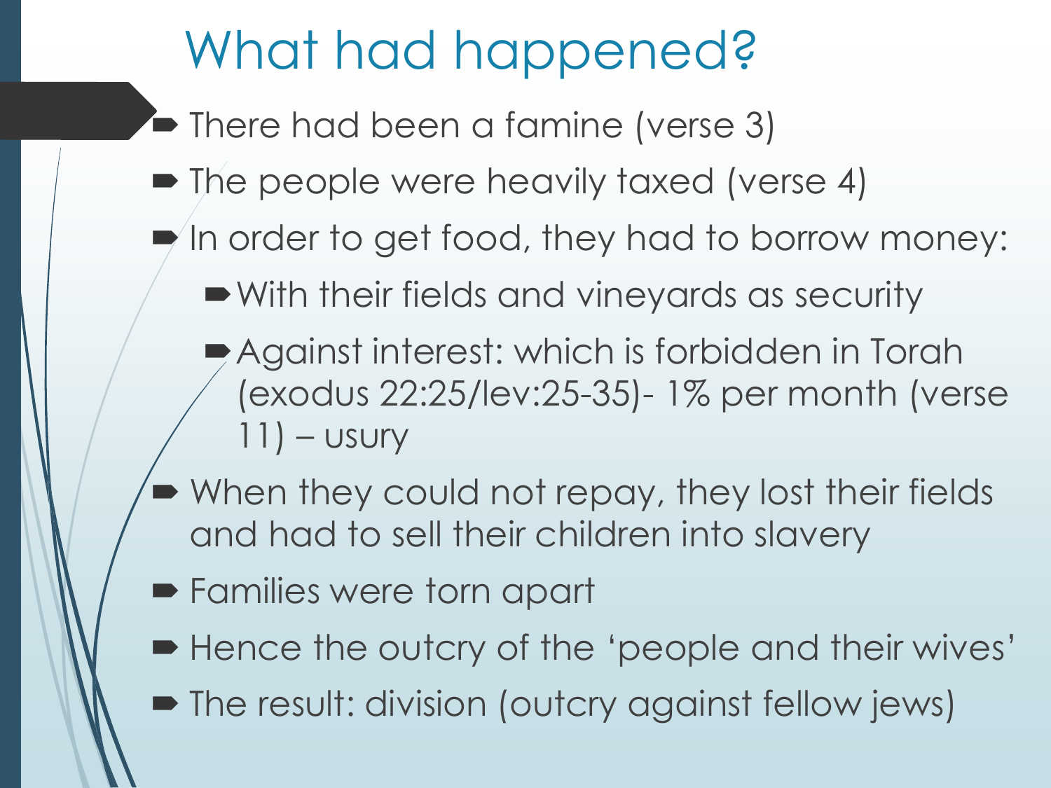# What had happened?

- There had been a famine (verse 3)
- The people were heavily taxed (verse 4)
- In order to get food, they had to borrow money:
  - With their fields and vineyards as security
  - Against interest: which is forbidden in Torah (exodus 22:25/lev:25-35)- 1% per month (verse 11) – usury
- When they could not repay, they lost their fields and had to sell their children into slavery
- Families were torn apart
- Hence the outcry of the 'people and their wives'
- The result: division (outcry against fellow jews)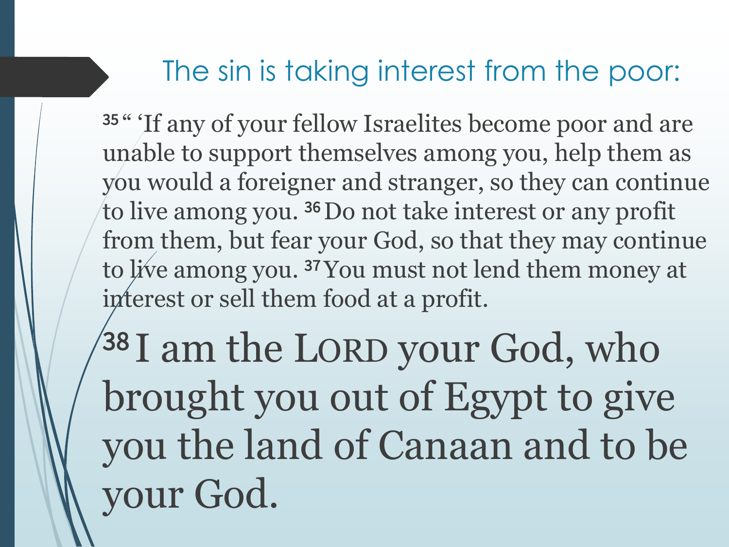## The sin is taking interest from the poor:

[35] " 'If any of your fellow Israelites become poor and are unable to support themselves among you, help them as you would a foreigner and stranger, so they can continue to live among you. [36] Do not take interest or any profit from them, but fear your God, so that they may continue to live among you. [37] You must not lend them money at interest or sell them food at a profit.

[38] I am the LORD your God, who brought you out of Egypt to give you the land of Canaan and to be your God.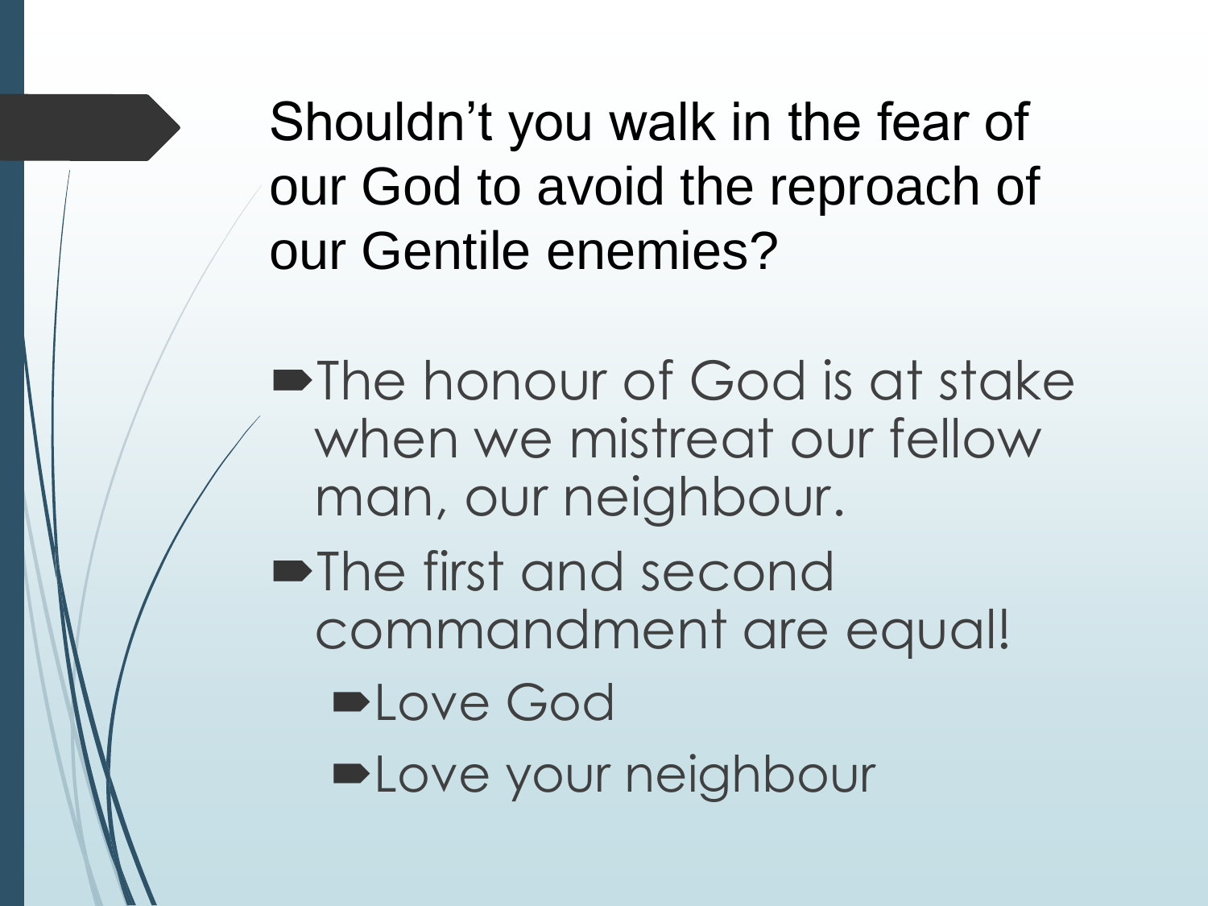## Shouldn't you walk in the fear of our God to avoid the reproach of our Gentile enemies?

- The honour of God is at stake when we mistreat our fellow man, our neighbour.
- The first and second commandment are equal!
  - Love God
  - Love your neighbour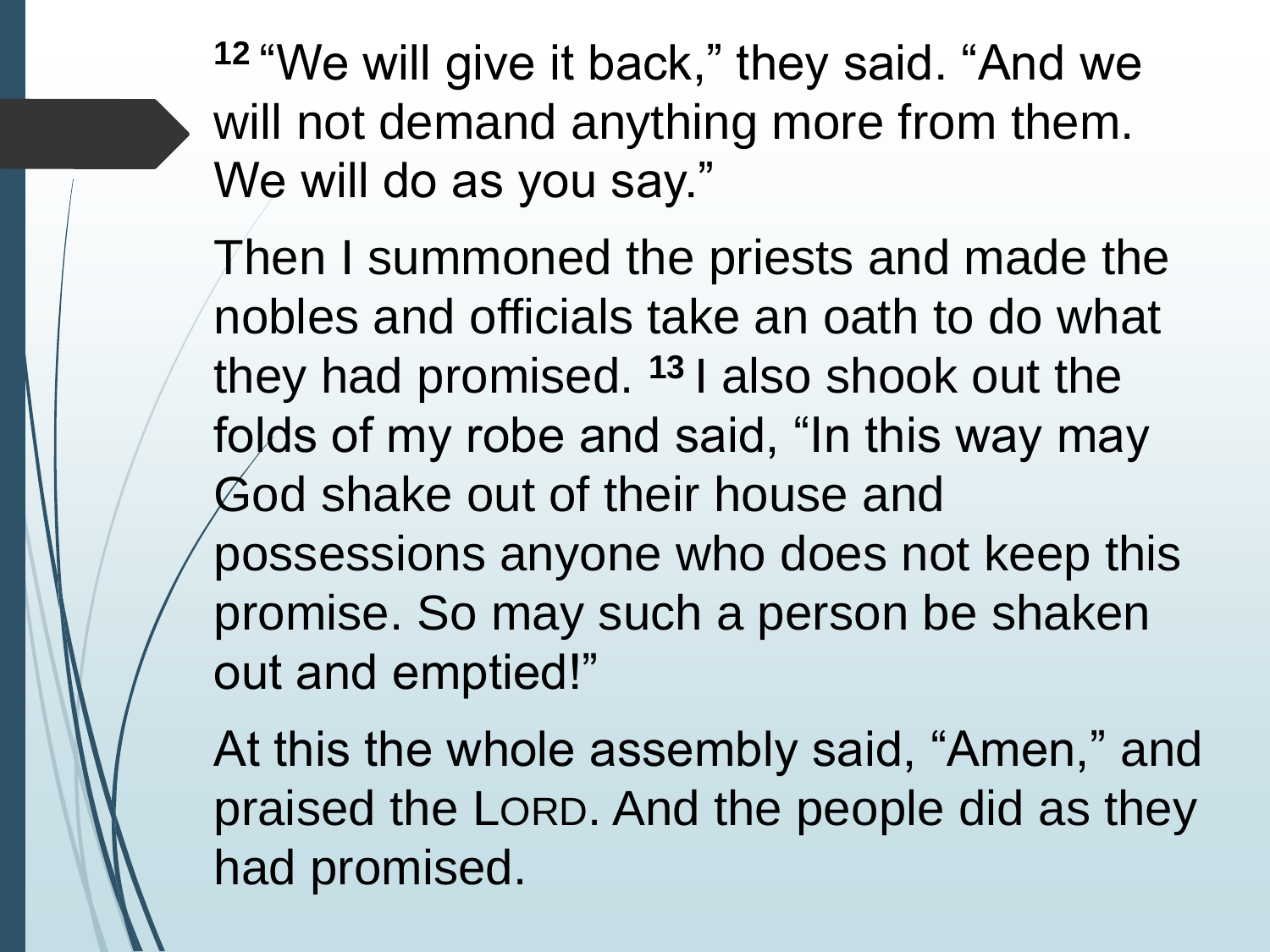[12] “We will give it back,” they said. “And we will not demand anything more from them. We will do as you say.”

Then I summoned the priests and made the nobles and officials take an oath to do what they had promised. [13] I also shook out the folds of my robe and said, “In this way may God shake out of their house and possessions anyone who does not keep this promise. So may such a person be shaken out and emptied!”

At this the whole assembly said, “Amen,” and praised the LORD. And the people did as they had promised.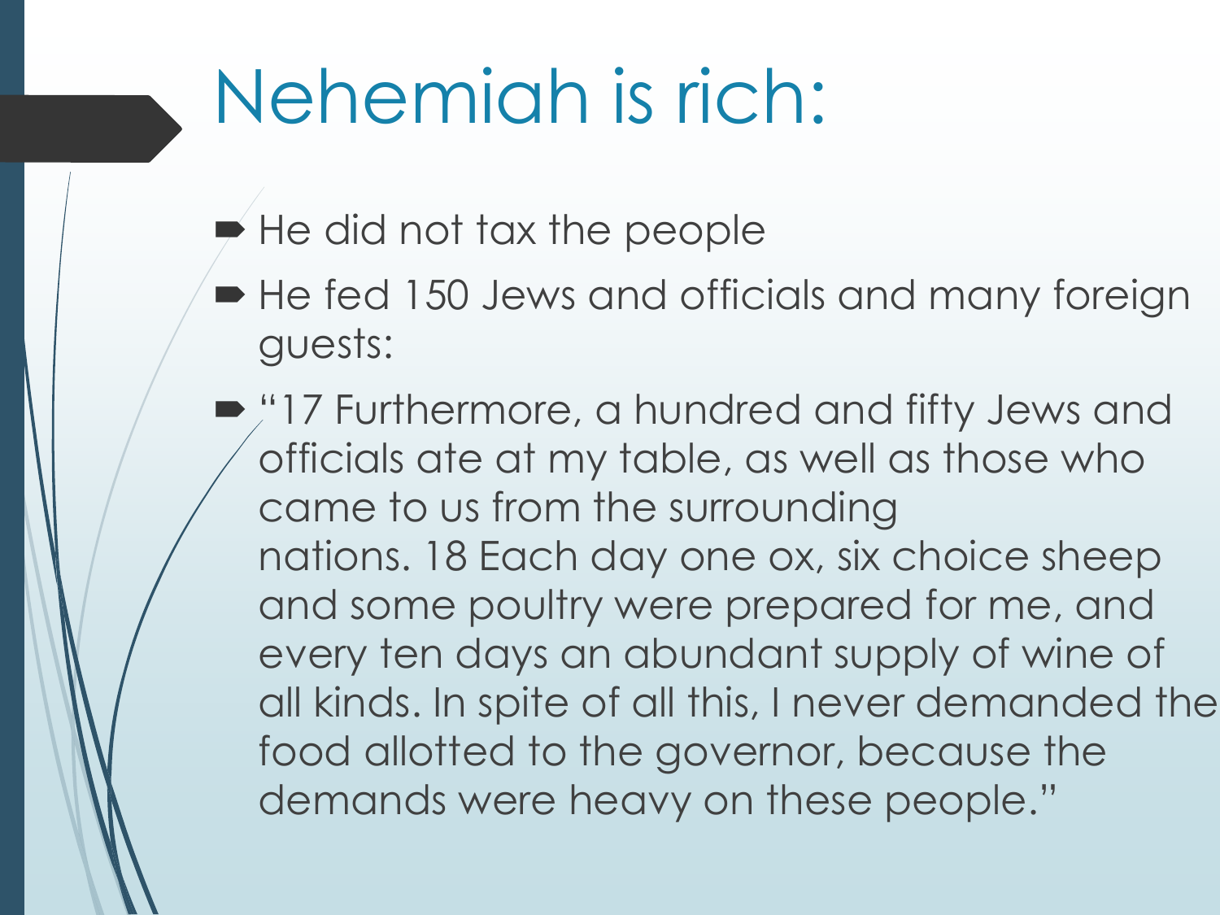# Nehemiah is rich:

- He did not tax the people
- He fed 150 Jews and officials and many foreign guests:
- "17 Furthermore, a hundred and fifty Jews and officials ate at my table, as well as those who came to us from the surrounding nations. 18 Each day one ox, six choice sheep and some poultry were prepared for me, and every ten days an abundant supply of wine of all kinds. In spite of all this, I never demanded the food allotted to the governor, because the demands were heavy on these people."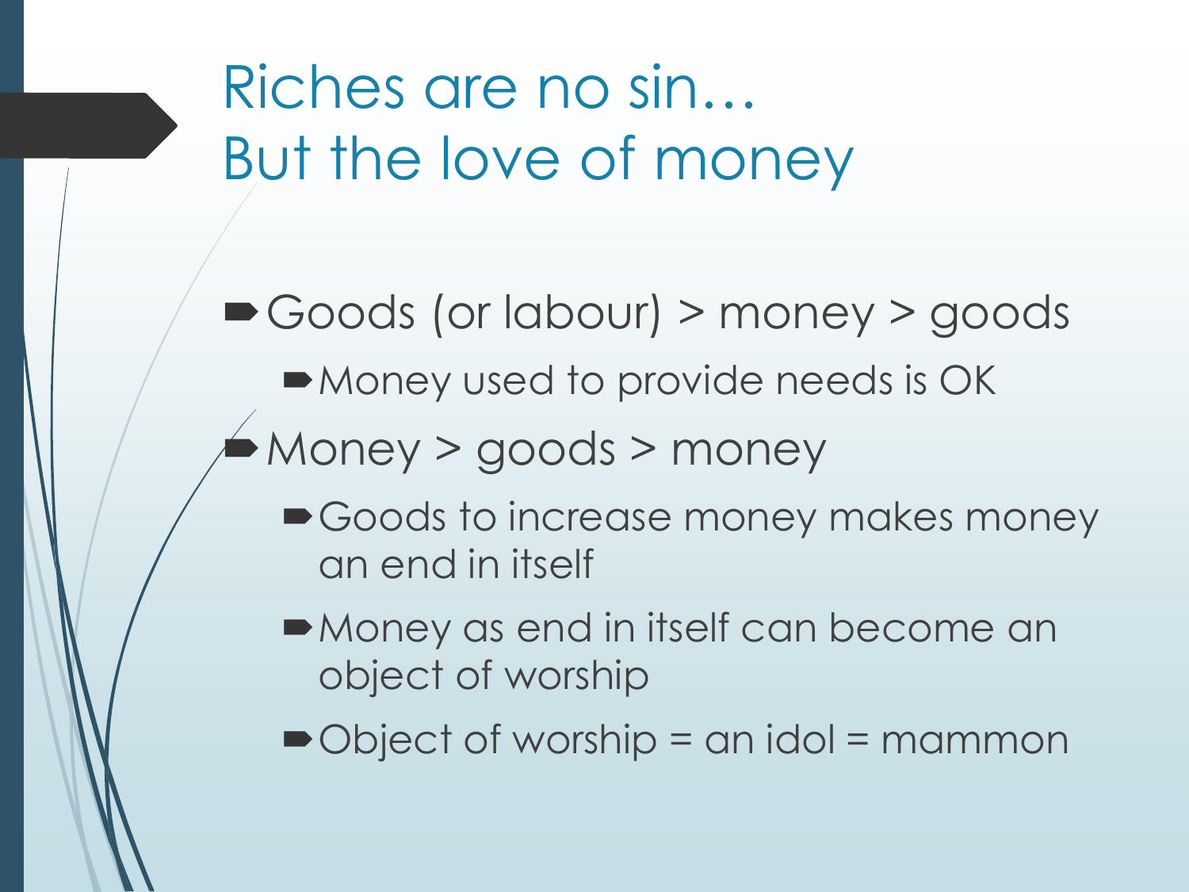# Riches are no sin…
# But the love of money

- Goods (or labour) > money > goods
  - Money used to provide needs is OK
- Money > goods > money
  - Goods to increase money makes money an end in itself
  - Money as end in itself can become an object of worship
  - Object of worship = an idol = mammon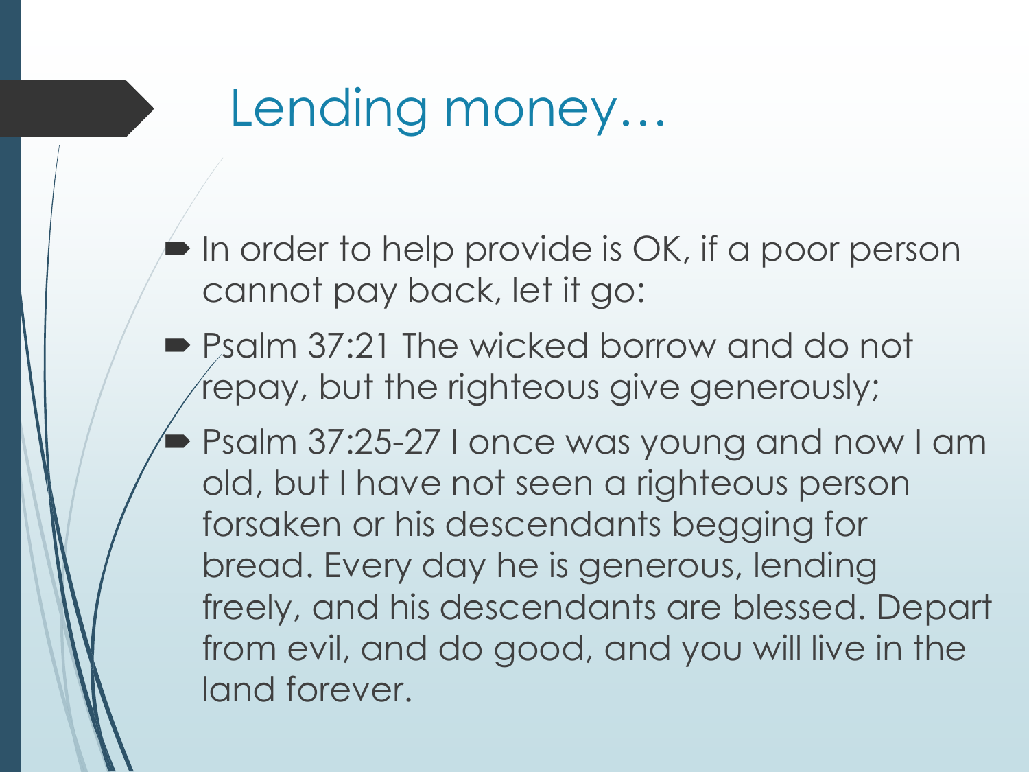# Lending money…

- In order to help provide is OK, if a poor person cannot pay back, let it go:
- Psalm 37:21 The wicked borrow and do not repay, but the righteous give generously;
- Psalm 37:25-27 I once was young and now I am old, but I have not seen a righteous person forsaken or his descendants begging for bread. Every day he is generous, lending freely, and his descendants are blessed. Depart from evil, and do good, and you will live in the land forever.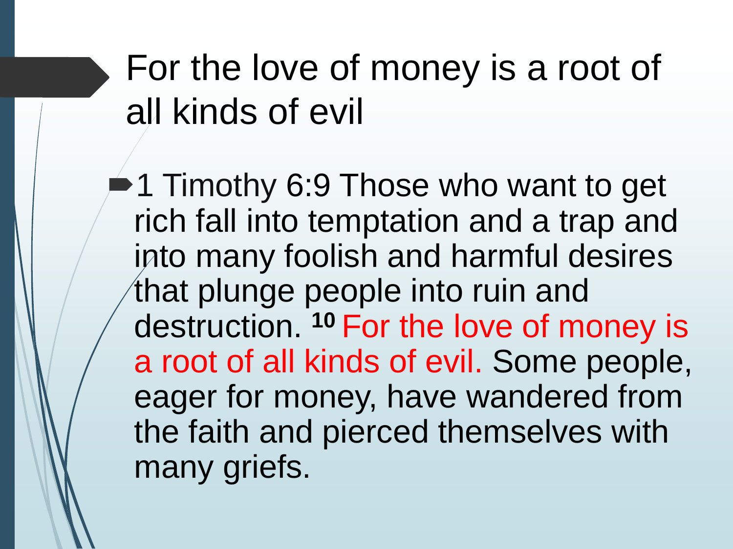# For the love of money is a root of all kinds of evil

- 1 Timothy 6:9 Those who want to get rich fall into temptation and a trap and into many foolish and harmful desires that plunge people into ruin and destruction. [10] For the love of money is a root of all kinds of evil. Some people, eager for money, have wandered from the faith and pierced themselves with many griefs.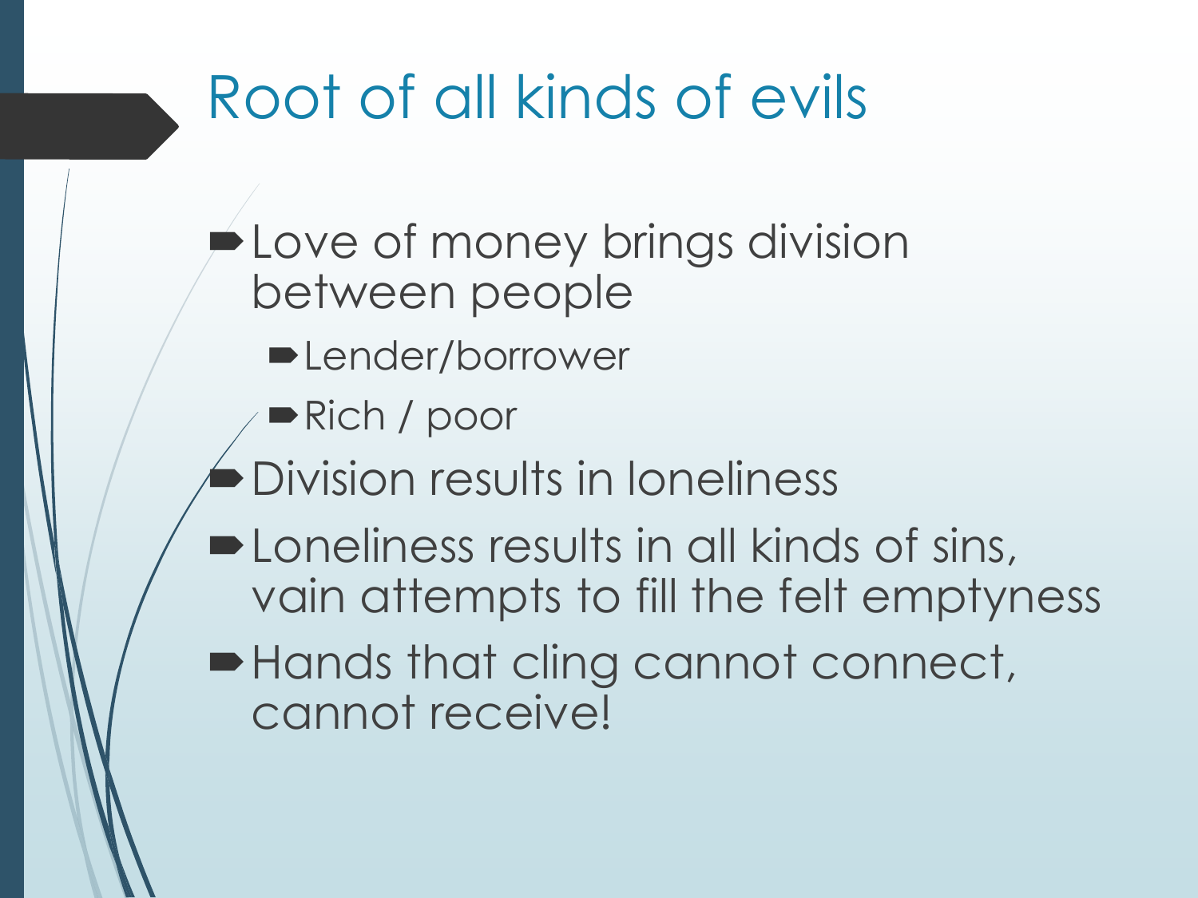# Root of all kinds of evils

- Love of money brings division between people
  - Lender/borrower
  - Rich / poor
- Division results in loneliness
- Loneliness results in all kinds of sins, vain attempts to fill the felt emptyness
- Hands that cling cannot connect, cannot receive!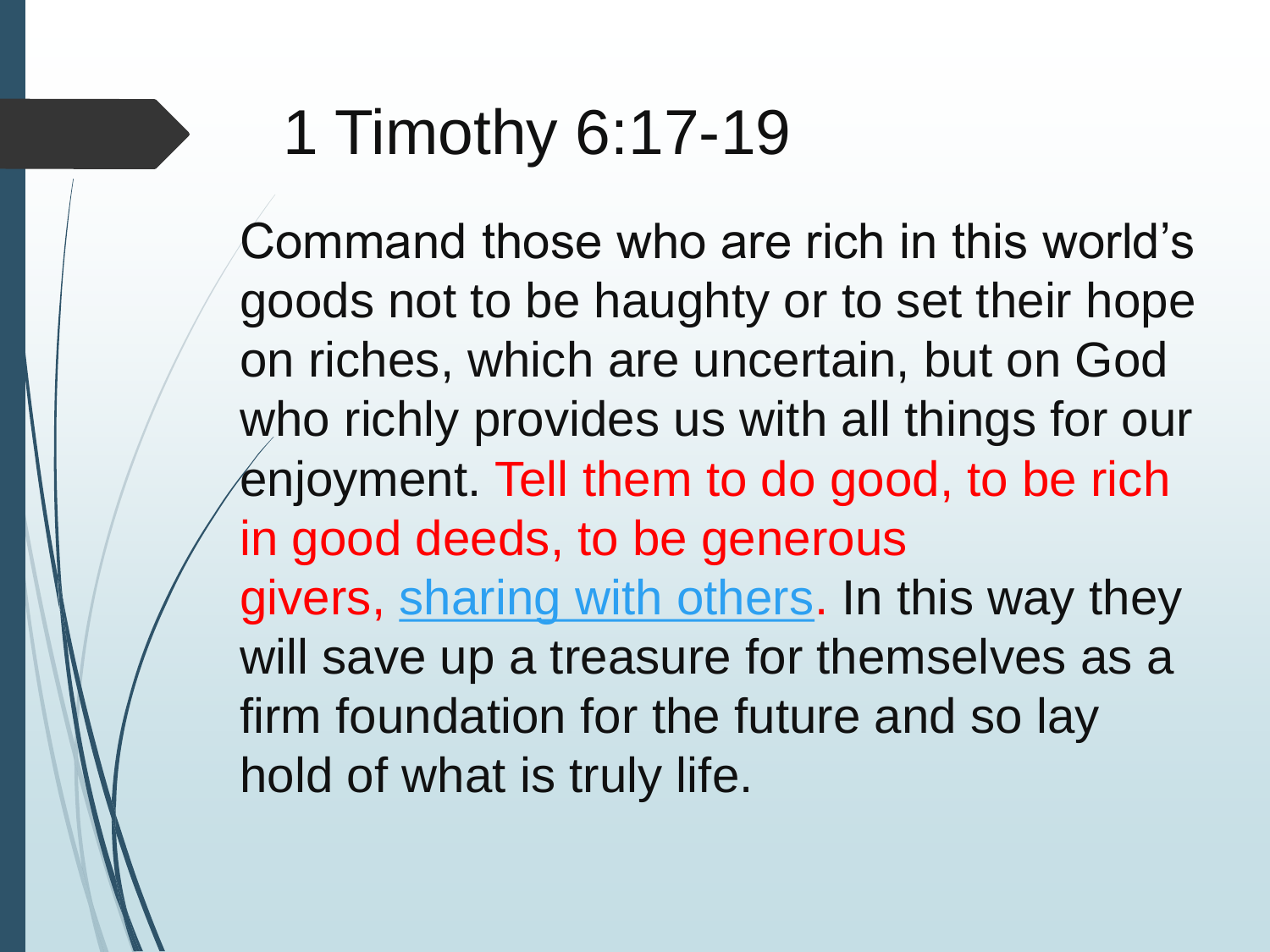# 1 Timothy 6:17-19

Command those who are rich in this world's goods not to be haughty or to set their hope on riches, which are uncertain, but on God who richly provides us with all things for our enjoyment. Tell them to do good, to be rich in good deeds, to be generous givers, sharing with others. In this way they will save up a treasure for themselves as a firm foundation for the future and so lay hold of what is truly life.